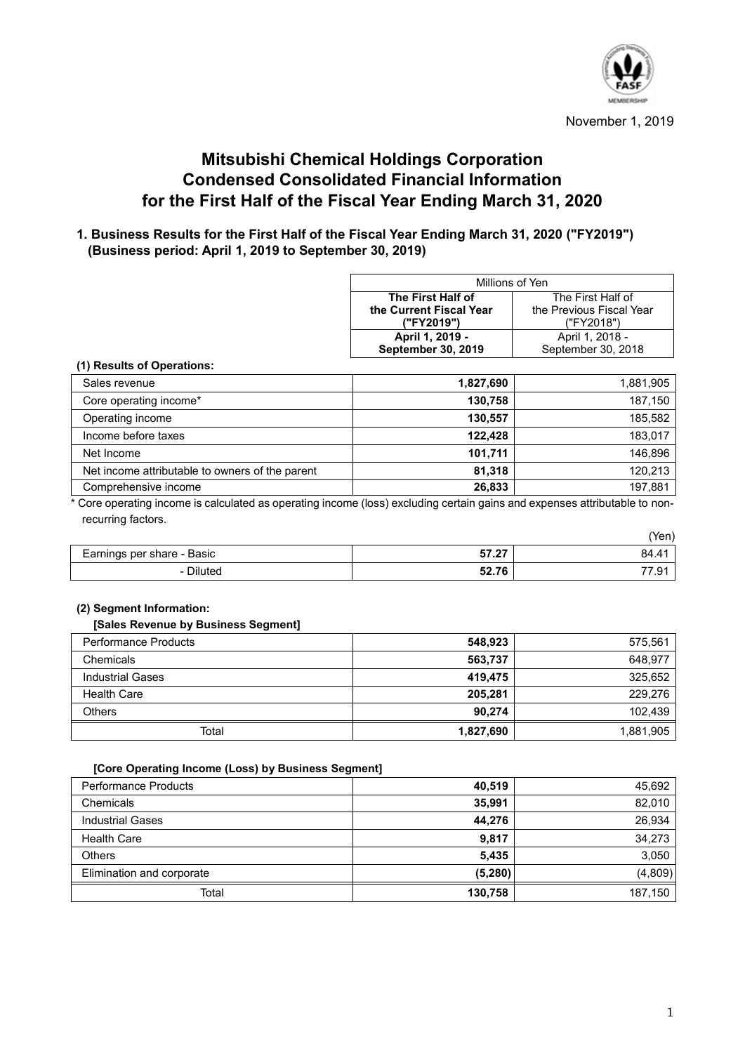November 1, 2019

# Mitsubishi Chemical Holdings Corporation Condensed Consolidated Financial Information for the First Half of the Fiscal Year Ending March 31, 2020

## 1. Business Results for the First Half of the Fiscal Year Ending March 31, 2020 ("FY2019") (Business period: April 1, 2019 to September 30, 2019)

| | Millions of Yen | |
|---|---|---|
| | **The First Half of the Current Fiscal Year ("FY2019")** | The First Half of the Previous Fiscal Year ("FY2018") |
| | **April 1, 2019 - September 30, 2019** | April 1, 2018 - September 30, 2018 |

### (1) Results of Operations:

| | FY2019 | FY2018 |
|---|---|---|
| Sales revenue | **1,827,690** | 1,881,905 |
| Core operating income* | **130,758** | 187,150 |
| Operating income | **130,557** | 185,582 |
| Income before taxes | **122,428** | 183,017 |
| Net Income | **101,711** | 146,896 |
| Net income attributable to owners of the parent | **81,318** | 120,213 |
| Comprehensive income | **26,833** | 197,881 |

\* Core operating income is calculated as operating income (loss) excluding certain gains and expenses attributable to non-recurring factors.

(Yen)

| | FY2019 | FY2018 |
|---|---|---|
| Earnings per share - Basic | **57.27** | 84.41 |
| - Diluted | **52.76** | 77.91 |

### (2) Segment Information:

**[Sales Revenue by Business Segment]**

| | FY2019 | FY2018 |
|---|---|---|
| Performance Products | **548,923** | 575,561 |
| Chemicals | **563,737** | 648,977 |
| Industrial Gases | **419,475** | 325,652 |
| Health Care | **205,281** | 229,276 |
| Others | **90,274** | 102,439 |
| Total | **1,827,690** | 1,881,905 |

**[Core Operating Income (Loss) by Business Segment]**

| | FY2019 | FY2018 |
|---|---|---|
| Performance Products | **40,519** | 45,692 |
| Chemicals | **35,991** | 82,010 |
| Industrial Gases | **44,276** | 26,934 |
| Health Care | **9,817** | 34,273 |
| Others | **5,435** | 3,050 |
| Elimination and corporate | **(5,280)** | (4,809) |
| Total | **130,758** | 187,150 |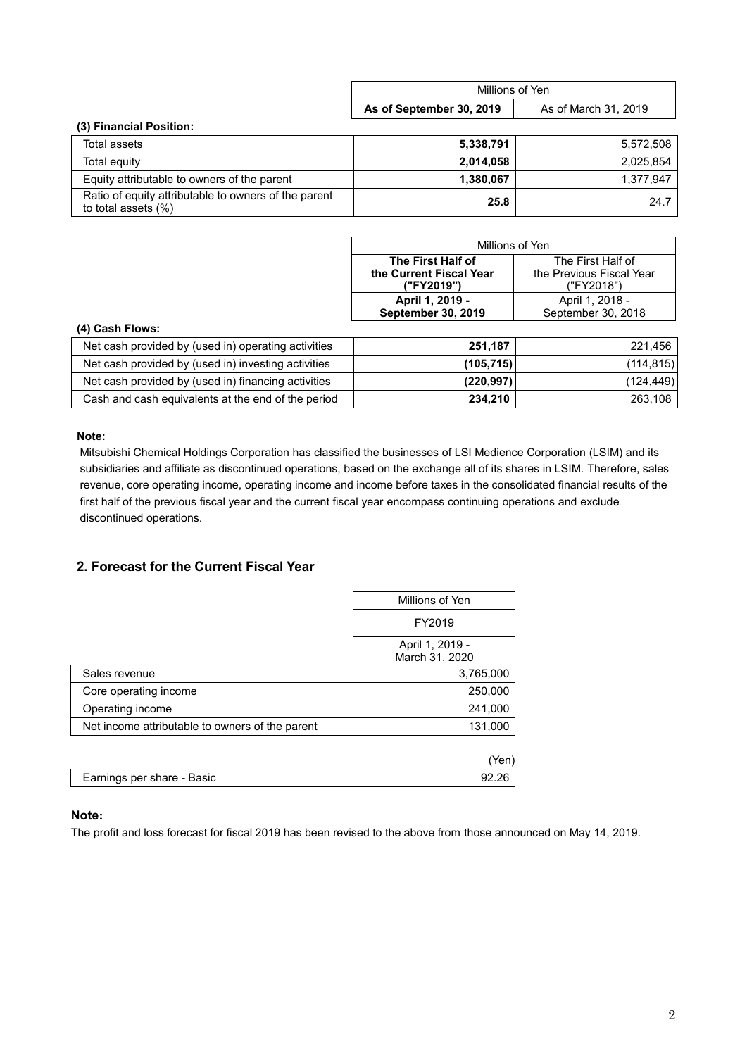| | Millions of Yen | |
|---|---|---|
| | **As of September 30, 2019** | As of March 31, 2019 |
| **(3) Financial Position:** | | |
| Total assets | **5,338,791** | 5,572,508 |
| Total equity | **2,014,058** | 2,025,854 |
| Equity attributable to owners of the parent | **1,380,067** | 1,377,947 |
| Ratio of equity attributable to owners of the parent to total assets (%) | **25.8** | 24.7 |

| | Millions of Yen | |
|---|---|---|
| | **The First Half of the Current Fiscal Year ("FY2019")** | The First Half of the Previous Fiscal Year ("FY2018") |
| | **April 1, 2019 - September 30, 2019** | April 1, 2018 - September 30, 2018 |
| **(4) Cash Flows:** | | |
| Net cash provided by (used in) operating activities | **251,187** | 221,456 |
| Net cash provided by (used in) investing activities | **(105,715)** | (114,815) |
| Net cash provided by (used in) financing activities | **(220,997)** | (124,449) |
| Cash and cash equivalents at the end of the period | **234,210** | 263,108 |

**Note:**

Mitsubishi Chemical Holdings Corporation has classified the businesses of LSI Medience Corporation (LSIM) and its subsidiaries and affiliate as discontinued operations, based on the exchange all of its shares in LSIM. Therefore, sales revenue, core operating income, operating income and income before taxes in the consolidated financial results of the first half of the previous fiscal year and the current fiscal year encompass continuing operations and exclude discontinued operations.

## 2. Forecast for the Current Fiscal Year

| | Millions of Yen |
|---|---|
| | FY2019 |
| | April 1, 2019 - March 31, 2020 |
| Sales revenue | 3,765,000 |
| Core operating income | 250,000 |
| Operating income | 241,000 |
| Net income attributable to owners of the parent | 131,000 |

| | (Yen) |
|---|---|
| Earnings per share - Basic | 92.26 |

**Note:**

The profit and loss forecast for fiscal 2019 has been revised to the above from those announced on May 14, 2019.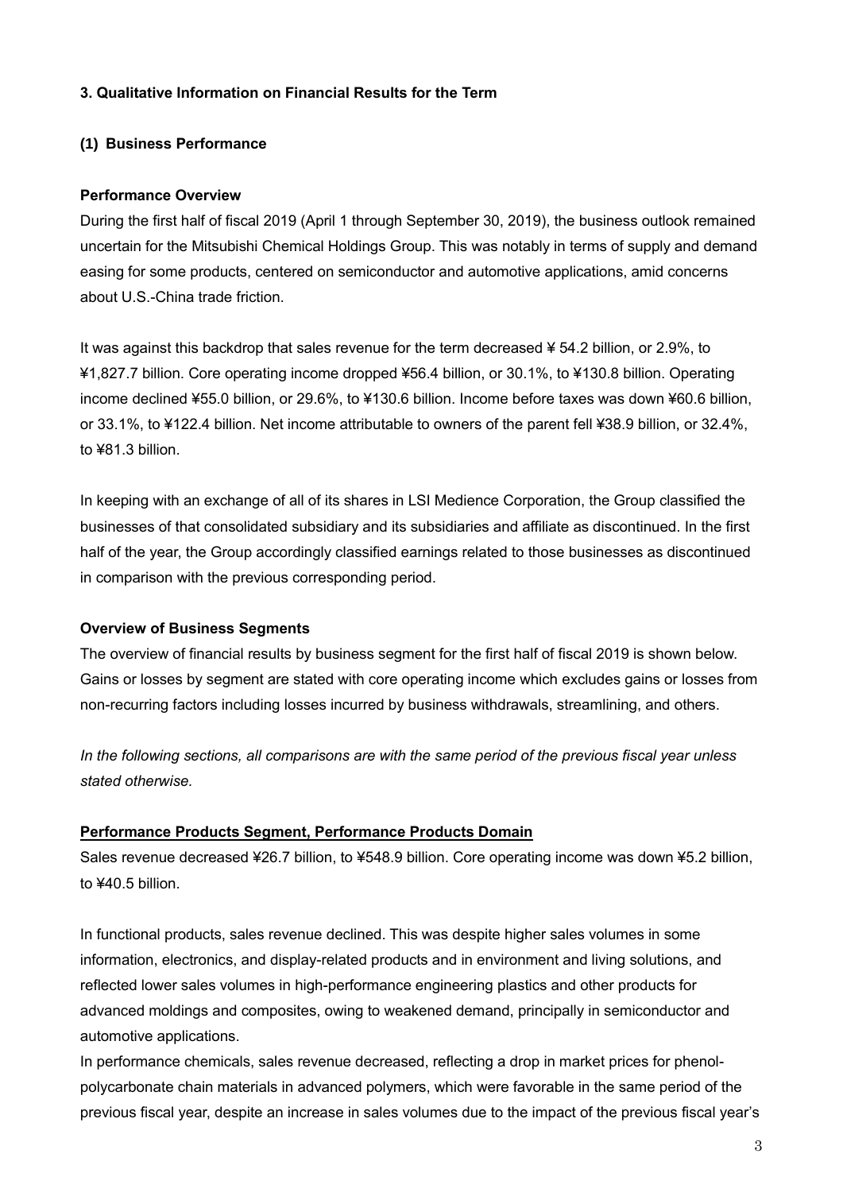### 3. Qualitative Information on Financial Results for the Term

#### (1) Business Performance

**Performance Overview**

During the first half of fiscal 2019 (April 1 through September 30, 2019), the business outlook remained uncertain for the Mitsubishi Chemical Holdings Group. This was notably in terms of supply and demand easing for some products, centered on semiconductor and automotive applications, amid concerns about U.S.-China trade friction.

It was against this backdrop that sales revenue for the term decreased ¥ 54.2 billion, or 2.9%, to ¥1,827.7 billion. Core operating income dropped ¥56.4 billion, or 30.1%, to ¥130.8 billion. Operating income declined ¥55.0 billion, or 29.6%, to ¥130.6 billion. Income before taxes was down ¥60.6 billion, or 33.1%, to ¥122.4 billion. Net income attributable to owners of the parent fell ¥38.9 billion, or 32.4%, to ¥81.3 billion.

In keeping with an exchange of all of its shares in LSI Medience Corporation, the Group classified the businesses of that consolidated subsidiary and its subsidiaries and affiliate as discontinued. In the first half of the year, the Group accordingly classified earnings related to those businesses as discontinued in comparison with the previous corresponding period.

**Overview of Business Segments**

The overview of financial results by business segment for the first half of fiscal 2019 is shown below. Gains or losses by segment are stated with core operating income which excludes gains or losses from non-recurring factors including losses incurred by business withdrawals, streamlining, and others.

*In the following sections, all comparisons are with the same period of the previous fiscal year unless stated otherwise.*

**Performance Products Segment, Performance Products Domain**

Sales revenue decreased ¥26.7 billion, to ¥548.9 billion. Core operating income was down ¥5.2 billion, to ¥40.5 billion.

In functional products, sales revenue declined. This was despite higher sales volumes in some information, electronics, and display-related products and in environment and living solutions, and reflected lower sales volumes in high-performance engineering plastics and other products for advanced moldings and composites, owing to weakened demand, principally in semiconductor and automotive applications.

In performance chemicals, sales revenue decreased, reflecting a drop in market prices for phenol-polycarbonate chain materials in advanced polymers, which were favorable in the same period of the previous fiscal year, despite an increase in sales volumes due to the impact of the previous fiscal year's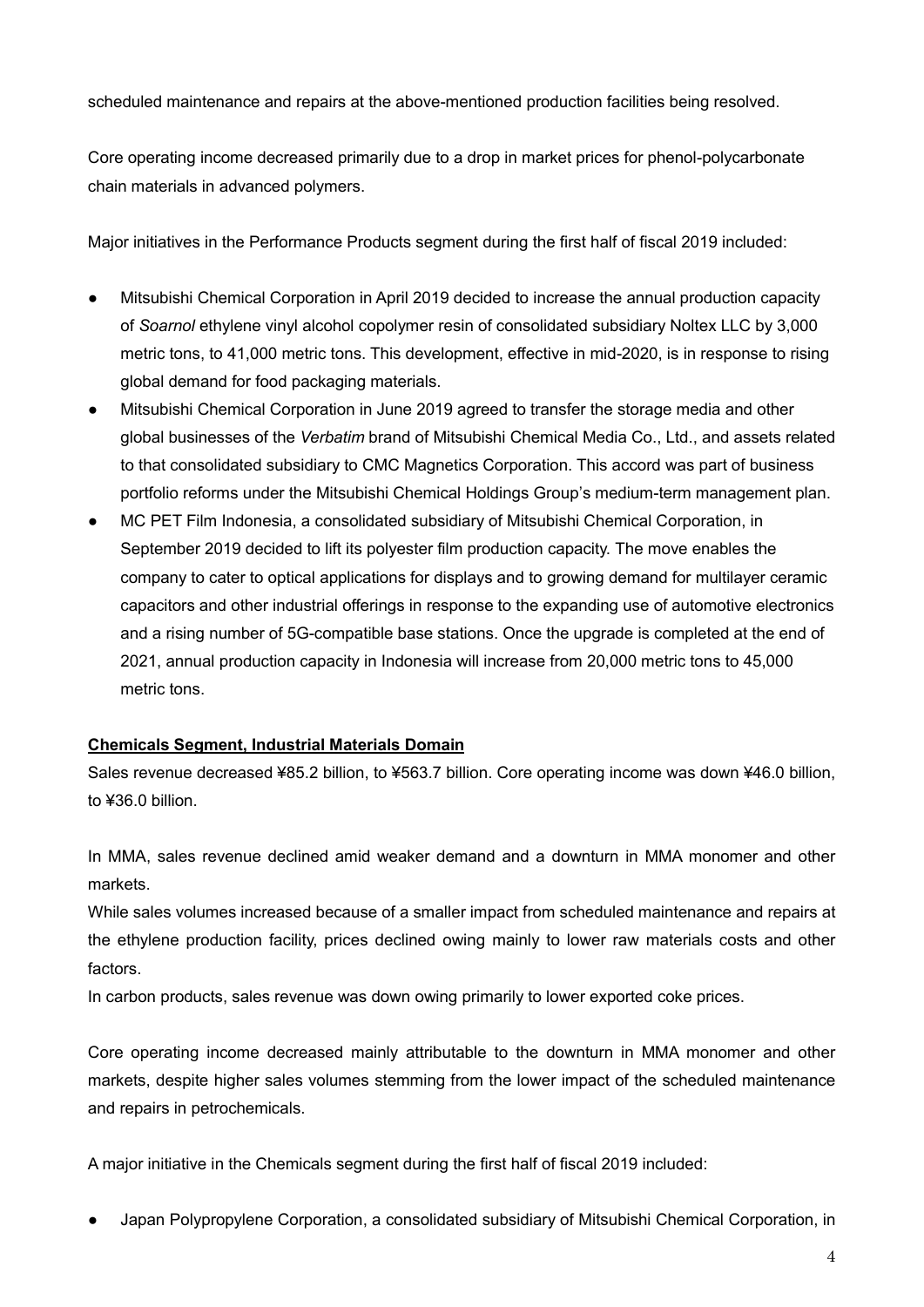scheduled maintenance and repairs at the above-mentioned production facilities being resolved.

Core operating income decreased primarily due to a drop in market prices for phenol-polycarbonate chain materials in advanced polymers.

Major initiatives in the Performance Products segment during the first half of fiscal 2019 included:

- Mitsubishi Chemical Corporation in April 2019 decided to increase the annual production capacity of *Soarnol* ethylene vinyl alcohol copolymer resin of consolidated subsidiary Noltex LLC by 3,000 metric tons, to 41,000 metric tons. This development, effective in mid-2020, is in response to rising global demand for food packaging materials.
- Mitsubishi Chemical Corporation in June 2019 agreed to transfer the storage media and other global businesses of the *Verbatim* brand of Mitsubishi Chemical Media Co., Ltd., and assets related to that consolidated subsidiary to CMC Magnetics Corporation. This accord was part of business portfolio reforms under the Mitsubishi Chemical Holdings Group's medium-term management plan.
- MC PET Film Indonesia, a consolidated subsidiary of Mitsubishi Chemical Corporation, in September 2019 decided to lift its polyester film production capacity. The move enables the company to cater to optical applications for displays and to growing demand for multilayer ceramic capacitors and other industrial offerings in response to the expanding use of automotive electronics and a rising number of 5G-compatible base stations. Once the upgrade is completed at the end of 2021, annual production capacity in Indonesia will increase from 20,000 metric tons to 45,000 metric tons.

**Chemicals Segment, Industrial Materials Domain**

Sales revenue decreased ¥85.2 billion, to ¥563.7 billion. Core operating income was down ¥46.0 billion, to ¥36.0 billion.

In MMA, sales revenue declined amid weaker demand and a downturn in MMA monomer and other markets.
While sales volumes increased because of a smaller impact from scheduled maintenance and repairs at the ethylene production facility, prices declined owing mainly to lower raw materials costs and other factors.
In carbon products, sales revenue was down owing primarily to lower exported coke prices.

Core operating income decreased mainly attributable to the downturn in MMA monomer and other markets, despite higher sales volumes stemming from the lower impact of the scheduled maintenance and repairs in petrochemicals.

A major initiative in the Chemicals segment during the first half of fiscal 2019 included:

- Japan Polypropylene Corporation, a consolidated subsidiary of Mitsubishi Chemical Corporation, in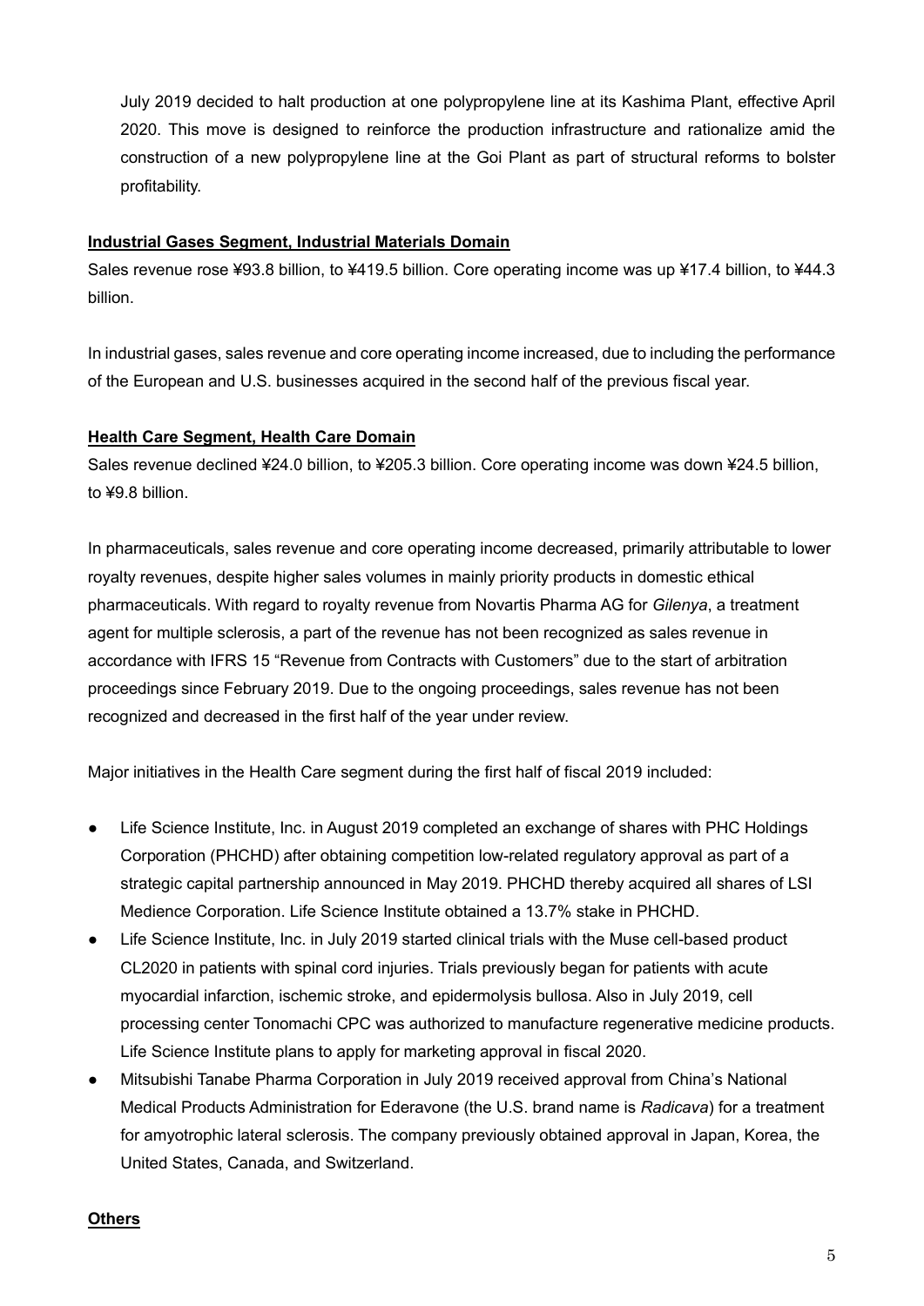July 2019 decided to halt production at one polypropylene line at its Kashima Plant, effective April 2020. This move is designed to reinforce the production infrastructure and rationalize amid the construction of a new polypropylene line at the Goi Plant as part of structural reforms to bolster profitability.

**Industrial Gases Segment, Industrial Materials Domain**

Sales revenue rose ¥93.8 billion, to ¥419.5 billion. Core operating income was up ¥17.4 billion, to ¥44.3 billion.

In industrial gases, sales revenue and core operating income increased, due to including the performance of the European and U.S. businesses acquired in the second half of the previous fiscal year.

**Health Care Segment, Health Care Domain**

Sales revenue declined ¥24.0 billion, to ¥205.3 billion. Core operating income was down ¥24.5 billion, to ¥9.8 billion.

In pharmaceuticals, sales revenue and core operating income decreased, primarily attributable to lower royalty revenues, despite higher sales volumes in mainly priority products in domestic ethical pharmaceuticals. With regard to royalty revenue from Novartis Pharma AG for *Gilenya*, a treatment agent for multiple sclerosis, a part of the revenue has not been recognized as sales revenue in accordance with IFRS 15 "Revenue from Contracts with Customers" due to the start of arbitration proceedings since February 2019. Due to the ongoing proceedings, sales revenue has not been recognized and decreased in the first half of the year under review.

Major initiatives in the Health Care segment during the first half of fiscal 2019 included:

- Life Science Institute, Inc. in August 2019 completed an exchange of shares with PHC Holdings Corporation (PHCHD) after obtaining competition low-related regulatory approval as part of a strategic capital partnership announced in May 2019. PHCHD thereby acquired all shares of LSI Medience Corporation. Life Science Institute obtained a 13.7% stake in PHCHD.
- Life Science Institute, Inc. in July 2019 started clinical trials with the Muse cell-based product CL2020 in patients with spinal cord injuries. Trials previously began for patients with acute myocardial infarction, ischemic stroke, and epidermolysis bullosa. Also in July 2019, cell processing center Tonomachi CPC was authorized to manufacture regenerative medicine products. Life Science Institute plans to apply for marketing approval in fiscal 2020.
- Mitsubishi Tanabe Pharma Corporation in July 2019 received approval from China's National Medical Products Administration for Ederavone (the U.S. brand name is *Radicava*) for a treatment for amyotrophic lateral sclerosis. The company previously obtained approval in Japan, Korea, the United States, Canada, and Switzerland.

**Others**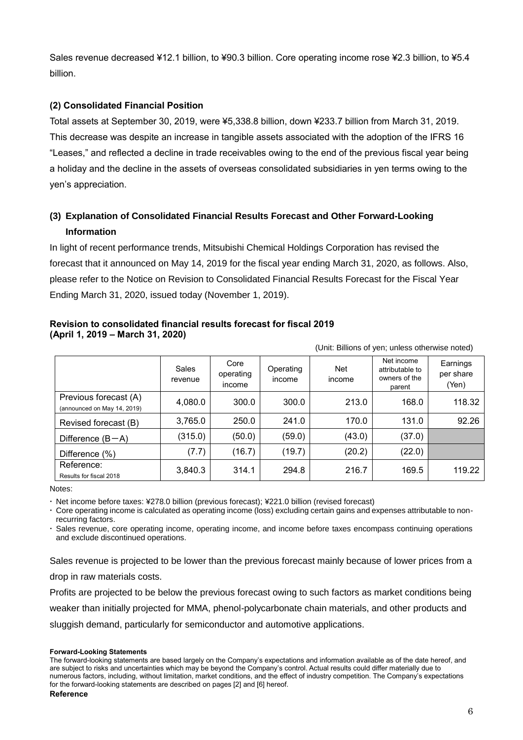Sales revenue decreased ¥12.1 billion, to ¥90.3 billion. Core operating income rose ¥2.3 billion, to ¥5.4 billion.

### (2) Consolidated Financial Position

Total assets at September 30, 2019, were ¥5,338.8 billion, down ¥233.7 billion from March 31, 2019. This decrease was despite an increase in tangible assets associated with the adoption of the IFRS 16 "Leases," and reflected a decline in trade receivables owing to the end of the previous fiscal year being a holiday and the decline in the assets of overseas consolidated subsidiaries in yen terms owing to the yen's appreciation.

### (3) Explanation of Consolidated Financial Results Forecast and Other Forward-Looking Information

In light of recent performance trends, Mitsubishi Chemical Holdings Corporation has revised the forecast that it announced on May 14, 2019 for the fiscal year ending March 31, 2020, as follows. Also, please refer to the Notice on Revision to Consolidated Financial Results Forecast for the Fiscal Year Ending March 31, 2020, issued today (November 1, 2019).

**Revision to consolidated financial results forecast for fiscal 2019 (April 1, 2019 – March 31, 2020)**

(Unit: Billions of yen; unless otherwise noted)

| | Sales revenue | Core operating income | Operating income | Net income | Net income attributable to owners of the parent | Earnings per share (Yen) |
|---|---|---|---|---|---|---|
| Previous forecast (A) (announced on May 14, 2019) | 4,080.0 | 300.0 | 300.0 | 213.0 | 168.0 | 118.32 |
| Revised forecast (B) | 3,765.0 | 250.0 | 241.0 | 170.0 | 131.0 | 92.26 |
| Difference (B−A) | (315.0) | (50.0) | (59.0) | (43.0) | (37.0) | |
| Difference (%) | (7.7) | (16.7) | (19.7) | (20.2) | (22.0) | |
| Reference: Results for fiscal 2018 | 3,840.3 | 314.1 | 294.8 | 216.7 | 169.5 | 119.22 |

Notes:

- Net income before taxes: ¥278.0 billion (previous forecast); ¥221.0 billion (revised forecast)
- Core operating income is calculated as operating income (loss) excluding certain gains and expenses attributable to non-recurring factors.
- Sales revenue, core operating income, operating income, and income before taxes encompass continuing operations and exclude discontinued operations.

Sales revenue is projected to be lower than the previous forecast mainly because of lower prices from a drop in raw materials costs.

Profits are projected to be below the previous forecast owing to such factors as market conditions being weaker than initially projected for MMA, phenol-polycarbonate chain materials, and other products and sluggish demand, particularly for semiconductor and automotive applications.

**Forward-Looking Statements**

The forward-looking statements are based largely on the Company's expectations and information available as of the date hereof, and are subject to risks and uncertainties which may be beyond the Company's control. Actual results could differ materially due to numerous factors, including, without limitation, market conditions, and the effect of industry competition. The Company's expectations for the forward-looking statements are described on pages [2] and [6] hereof.

**Reference**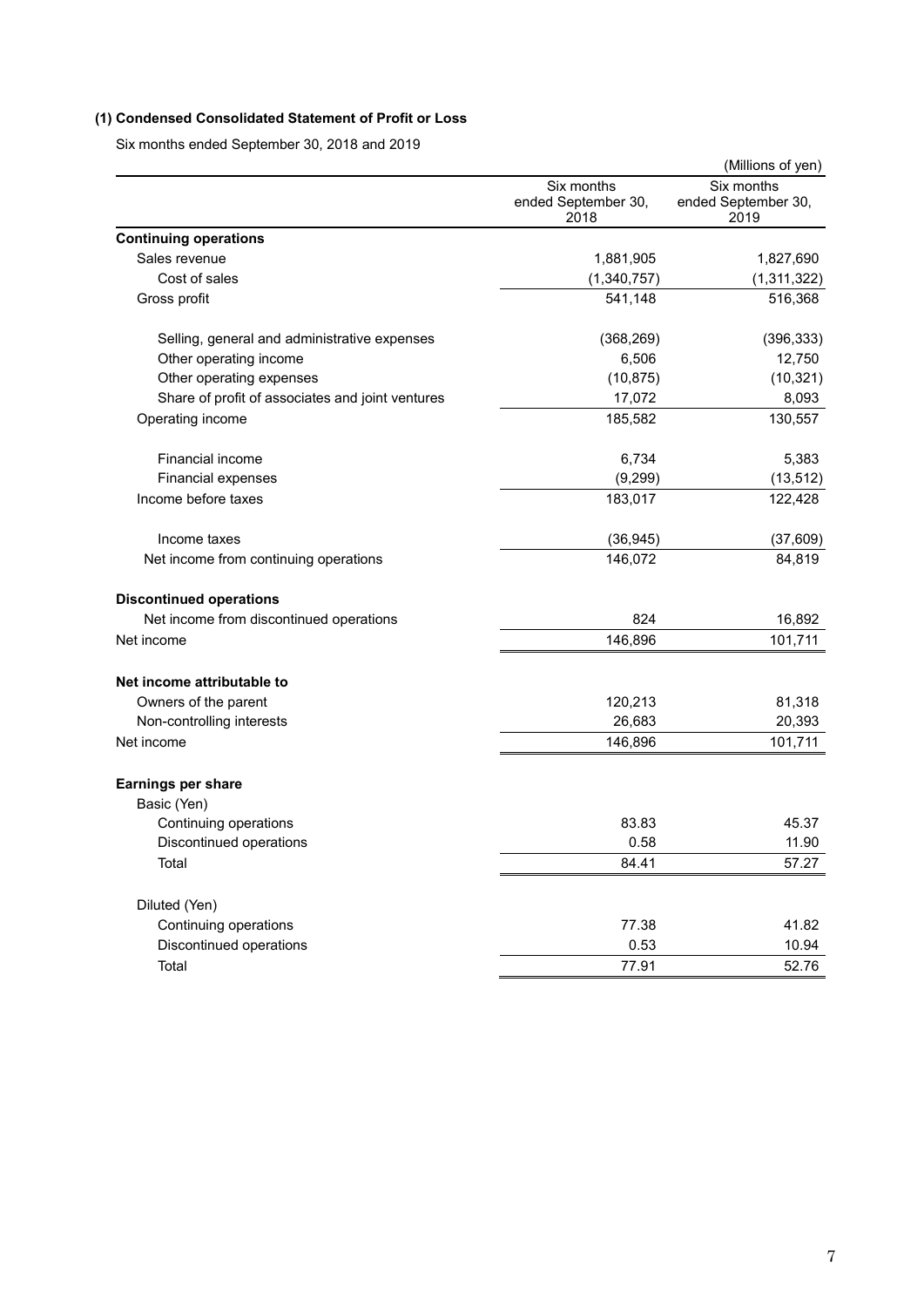### (1) Condensed Consolidated Statement of Profit or Loss

Six months ended September 30, 2018 and 2019

(Millions of yen)

| | Six months ended September 30, 2018 | Six months ended September 30, 2019 |
|---|---|---|
| **Continuing operations** | | |
| Sales revenue | 1,881,905 | 1,827,690 |
| Cost of sales | (1,340,757) | (1,311,322) |
| Gross profit | 541,148 | 516,368 |
| Selling, general and administrative expenses | (368,269) | (396,333) |
| Other operating income | 6,506 | 12,750 |
| Other operating expenses | (10,875) | (10,321) |
| Share of profit of associates and joint ventures | 17,072 | 8,093 |
| Operating income | 185,582 | 130,557 |
| Financial income | 6,734 | 5,383 |
| Financial expenses | (9,299) | (13,512) |
| Income before taxes | 183,017 | 122,428 |
| Income taxes | (36,945) | (37,609) |
| Net income from continuing operations | 146,072 | 84,819 |
| **Discontinued operations** | | |
| Net income from discontinued operations | 824 | 16,892 |
| Net income | 146,896 | 101,711 |
| **Net income attributable to** | | |
| Owners of the parent | 120,213 | 81,318 |
| Non-controlling interests | 26,683 | 20,393 |
| Net income | 146,896 | 101,711 |
| **Earnings per share** | | |
| Basic (Yen) | | |
| Continuing operations | 83.83 | 45.37 |
| Discontinued operations | 0.58 | 11.90 |
| Total | 84.41 | 57.27 |
| Diluted (Yen) | | |
| Continuing operations | 77.38 | 41.82 |
| Discontinued operations | 0.53 | 10.94 |
| Total | 77.91 | 52.76 |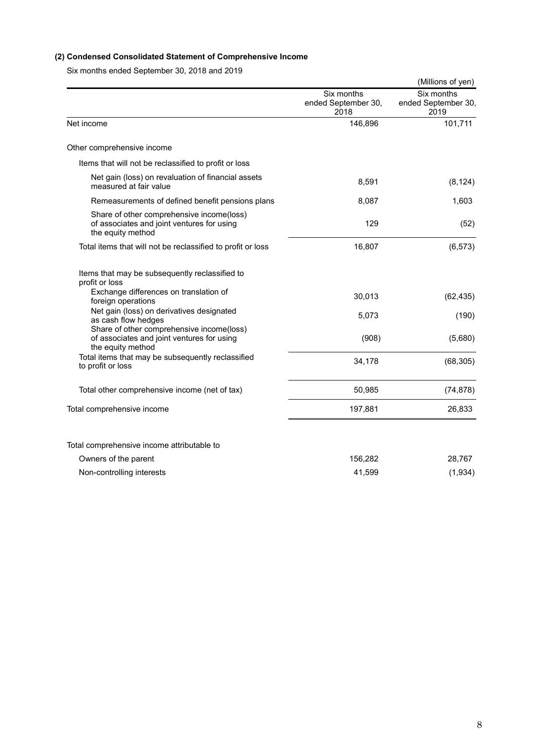### (2) Condensed Consolidated Statement of Comprehensive Income

Six months ended September 30, 2018 and 2019

(Millions of yen)

| | Six months ended September 30, 2018 | Six months ended September 30, 2019 |
|---|---|---|
| Net income | 146,896 | 101,711 |
| Other comprehensive income | | |
| Items that will not be reclassified to profit or loss | | |
| Net gain (loss) on revaluation of financial assets measured at fair value | 8,591 | (8,124) |
| Remeasurements of defined benefit pensions plans | 8,087 | 1,603 |
| Share of other comprehensive income(loss) of associates and joint ventures for using the equity method | 129 | (52) |
| Total items that will not be reclassified to profit or loss | 16,807 | (6,573) |
| Items that may be subsequently reclassified to profit or loss | | |
| Exchange differences on translation of foreign operations | 30,013 | (62,435) |
| Net gain (loss) on derivatives designated as cash flow hedges | 5,073 | (190) |
| Share of other comprehensive income(loss) of associates and joint ventures for using the equity method | (908) | (5,680) |
| Total items that may be subsequently reclassified to profit or loss | 34,178 | (68,305) |
| Total other comprehensive income (net of tax) | 50,985 | (74,878) |
| Total comprehensive income | 197,881 | 26,833 |
| Total comprehensive income attributable to | | |
| Owners of the parent | 156,282 | 28,767 |
| Non-controlling interests | 41,599 | (1,934) |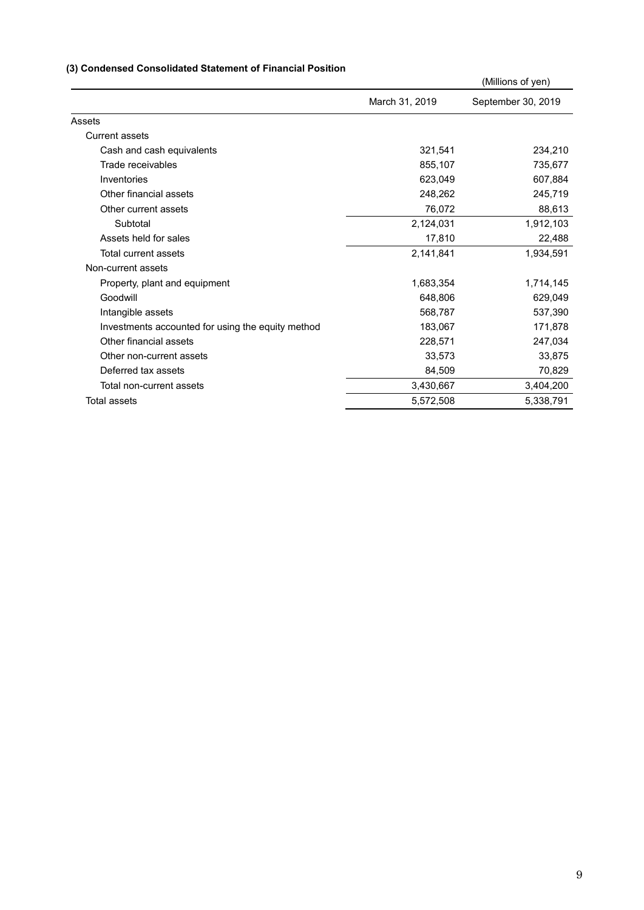### (3) Condensed Consolidated Statement of Financial Position

(Millions of yen)

| | March 31, 2019 | September 30, 2019 |
|---|---|---|
| Assets | | |
| Current assets | | |
| Cash and cash equivalents | 321,541 | 234,210 |
| Trade receivables | 855,107 | 735,677 |
| Inventories | 623,049 | 607,884 |
| Other financial assets | 248,262 | 245,719 |
| Other current assets | 76,072 | 88,613 |
| Subtotal | 2,124,031 | 1,912,103 |
| Assets held for sales | 17,810 | 22,488 |
| Total current assets | 2,141,841 | 1,934,591 |
| Non-current assets | | |
| Property, plant and equipment | 1,683,354 | 1,714,145 |
| Goodwill | 648,806 | 629,049 |
| Intangible assets | 568,787 | 537,390 |
| Investments accounted for using the equity method | 183,067 | 171,878 |
| Other financial assets | 228,571 | 247,034 |
| Other non-current assets | 33,573 | 33,875 |
| Deferred tax assets | 84,509 | 70,829 |
| Total non-current assets | 3,430,667 | 3,404,200 |
| Total assets | 5,572,508 | 5,338,791 |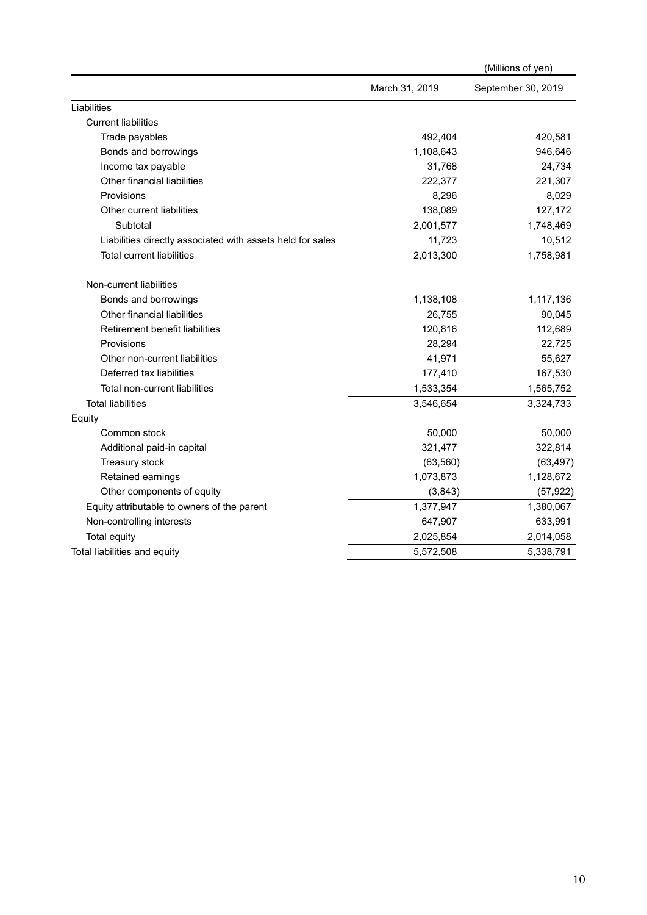(Millions of yen)

| | March 31, 2019 | September 30, 2019 |
|---|---|---|
| Liabilities | | |
| Current liabilities | | |
| Trade payables | 492,404 | 420,581 |
| Bonds and borrowings | 1,108,643 | 946,646 |
| Income tax payable | 31,768 | 24,734 |
| Other financial liabilities | 222,377 | 221,307 |
| Provisions | 8,296 | 8,029 |
| Other current liabilities | 138,089 | 127,172 |
| Subtotal | 2,001,577 | 1,748,469 |
| Liabilities directly associated with assets held for sales | 11,723 | 10,512 |
| Total current liabilities | 2,013,300 | 1,758,981 |
| Non-current liabilities | | |
| Bonds and borrowings | 1,138,108 | 1,117,136 |
| Other financial liabilities | 26,755 | 90,045 |
| Retirement benefit liabilities | 120,816 | 112,689 |
| Provisions | 28,294 | 22,725 |
| Other non-current liabilities | 41,971 | 55,627 |
| Deferred tax liabilities | 177,410 | 167,530 |
| Total non-current liabilities | 1,533,354 | 1,565,752 |
| Total liabilities | 3,546,654 | 3,324,733 |
| Equity | | |
| Common stock | 50,000 | 50,000 |
| Additional paid-in capital | 321,477 | 322,814 |
| Treasury stock | (63,560) | (63,497) |
| Retained earnings | 1,073,873 | 1,128,672 |
| Other components of equity | (3,843) | (57,922) |
| Equity attributable to owners of the parent | 1,377,947 | 1,380,067 |
| Non-controlling interests | 647,907 | 633,991 |
| Total equity | 2,025,854 | 2,014,058 |
| Total liabilities and equity | 5,572,508 | 5,338,791 |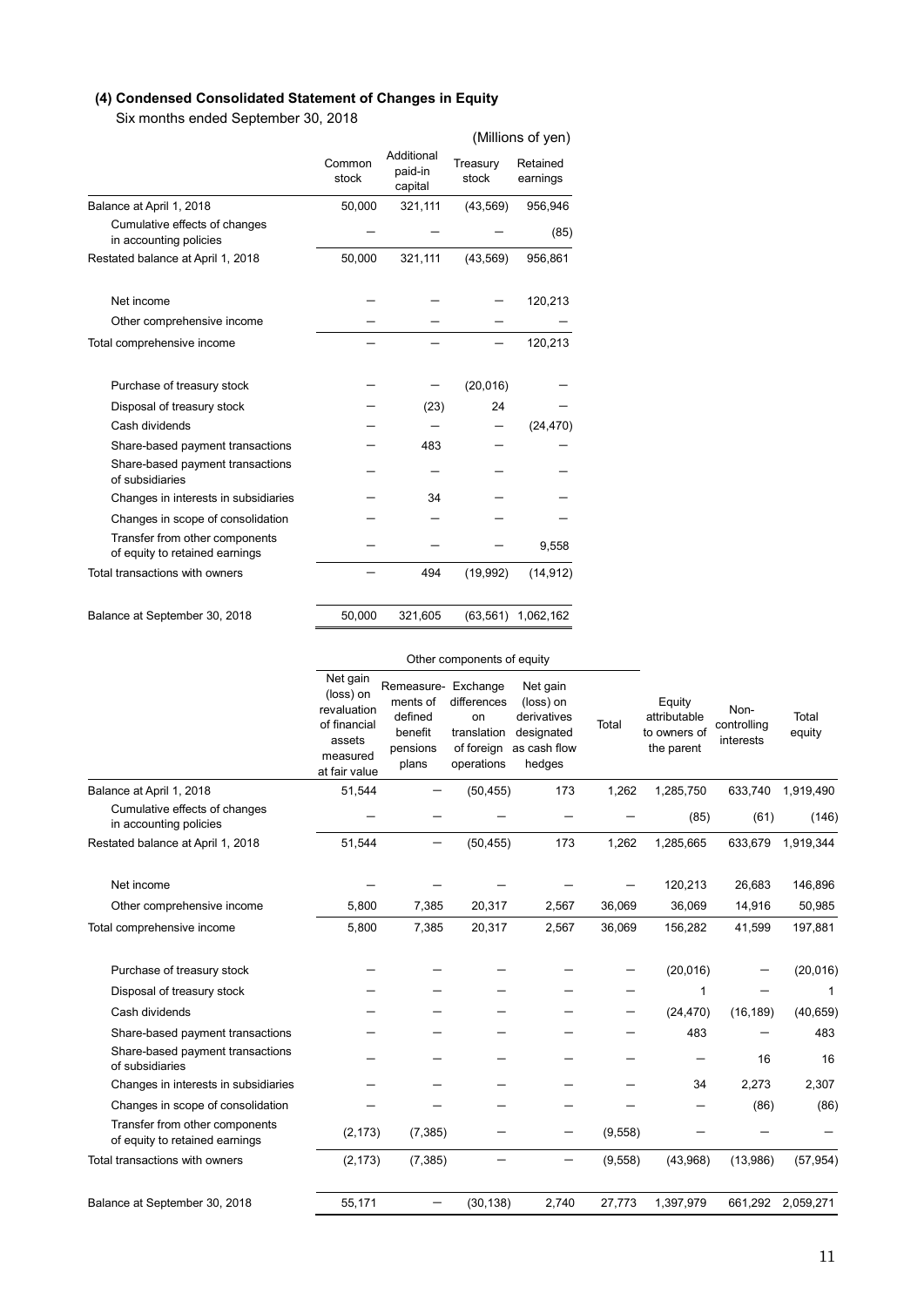### (4) Condensed Consolidated Statement of Changes in Equity

Six months ended September 30, 2018

(Millions of yen)

| | Common stock | Additional paid-in capital | Treasury stock | Retained earnings |
|---|---|---|---|---|
| Balance at April 1, 2018 | 50,000 | 321,111 | (43,569) | 956,946 |
| Cumulative effects of changes in accounting policies | ― | ― | ― | (85) |
| Restated balance at April 1, 2018 | 50,000 | 321,111 | (43,569) | 956,861 |
| Net income | ― | ― | ― | 120,213 |
| Other comprehensive income | ― | ― | ― | ― |
| Total comprehensive income | ― | ― | ― | 120,213 |
| Purchase of treasury stock | ― | ― | (20,016) | ― |
| Disposal of treasury stock | ― | (23) | 24 | ― |
| Cash dividends | ― | ― | ― | (24,470) |
| Share-based payment transactions | ― | 483 | ― | ― |
| Share-based payment transactions of subsidiaries | ― | ― | ― | ― |
| Changes in interests in subsidiaries | ― | 34 | ― | ― |
| Changes in scope of consolidation | ― | ― | ― | ― |
| Transfer from other components of equity to retained earnings | ― | ― | ― | 9,558 |
| Total transactions with owners | ― | 494 | (19,992) | (14,912) |
| Balance at September 30, 2018 | 50,000 | 321,605 | (63,561) | 1,062,162 |

| | Other components of equity | | | | | | | |
|---|---|---|---|---|---|---|---|---|
| | Net gain (loss) on revaluation of financial assets measured at fair value | Remeasurements of defined benefit pensions plans | Exchange differences on translation of foreign operations | Net gain (loss) on derivatives designated as cash flow hedges | Total | Equity attributable to owners of the parent | Non-controlling interests | Total equity |
| Balance at April 1, 2018 | 51,544 | ― | (50,455) | 173 | 1,262 | 1,285,750 | 633,740 | 1,919,490 |
| Cumulative effects of changes in accounting policies | ― | ― | ― | ― | ― | (85) | (61) | (146) |
| Restated balance at April 1, 2018 | 51,544 | ― | (50,455) | 173 | 1,262 | 1,285,665 | 633,679 | 1,919,344 |
| Net income | ― | ― | ― | ― | ― | 120,213 | 26,683 | 146,896 |
| Other comprehensive income | 5,800 | 7,385 | 20,317 | 2,567 | 36,069 | 36,069 | 14,916 | 50,985 |
| Total comprehensive income | 5,800 | 7,385 | 20,317 | 2,567 | 36,069 | 156,282 | 41,599 | 197,881 |
| Purchase of treasury stock | ― | ― | ― | ― | ― | (20,016) | ― | (20,016) |
| Disposal of treasury stock | ― | ― | ― | ― | ― | 1 | ― | 1 |
| Cash dividends | ― | ― | ― | ― | ― | (24,470) | (16,189) | (40,659) |
| Share-based payment transactions | ― | ― | ― | ― | ― | 483 | ― | 483 |
| Share-based payment transactions of subsidiaries | ― | ― | ― | ― | ― | ― | 16 | 16 |
| Changes in interests in subsidiaries | ― | ― | ― | ― | ― | 34 | 2,273 | 2,307 |
| Changes in scope of consolidation | ― | ― | ― | ― | ― | ― | (86) | (86) |
| Transfer from other components of equity to retained earnings | (2,173) | (7,385) | ― | ― | (9,558) | ― | ― | ― |
| Total transactions with owners | (2,173) | (7,385) | ― | ― | (9,558) | (43,968) | (13,986) | (57,954) |
| Balance at September 30, 2018 | 55,171 | ― | (30,138) | 2,740 | 27,773 | 1,397,979 | 661,292 | 2,059,271 |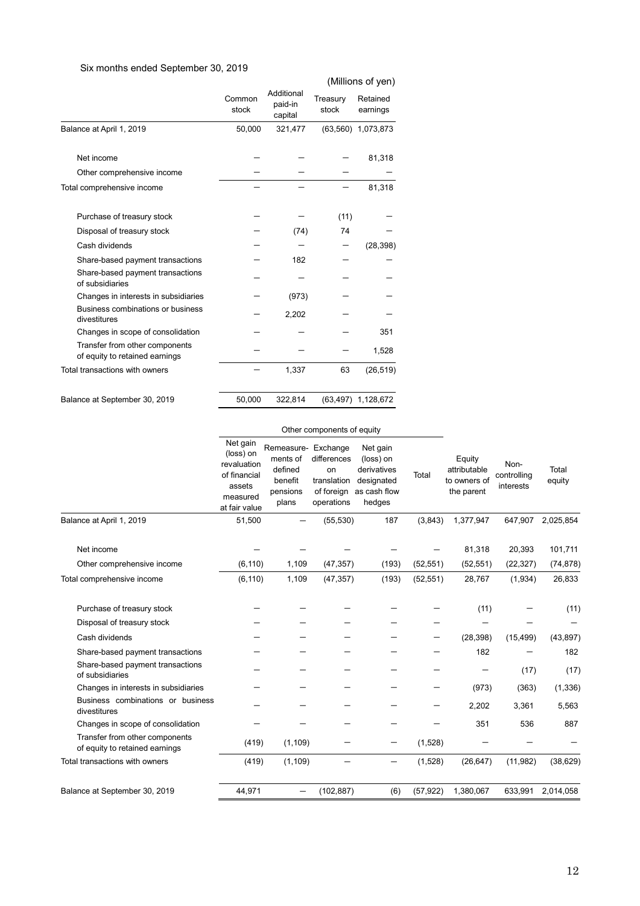Six months ended September 30, 2019

(Millions of yen)

| | Common stock | Additional paid-in capital | Treasury stock | Retained earnings |
|---|---|---|---|---|
| Balance at April 1, 2019 | 50,000 | 321,477 | (63,560) | 1,073,873 |
| Net income | — | — | — | 81,318 |
| Other comprehensive income | — | — | — | — |
| Total comprehensive income | — | — | — | 81,318 |
| Purchase of treasury stock | — | — | (11) | — |
| Disposal of treasury stock | — | (74) | 74 | — |
| Cash dividends | — | — | — | (28,398) |
| Share-based payment transactions | — | 182 | — | — |
| Share-based payment transactions of subsidiaries | — | — | — | — |
| Changes in interests in subsidiaries | — | (973) | — | — |
| Business combinations or business divestitures | — | 2,202 | — | — |
| Changes in scope of consolidation | — | — | — | 351 |
| Transfer from other components of equity to retained earnings | — | — | — | 1,528 |
| Total transactions with owners | — | 1,337 | 63 | (26,519) |
| Balance at September 30, 2019 | 50,000 | 322,814 | (63,497) | 1,128,672 |

| | Other components of equity | | | | | | | |
|---|---|---|---|---|---|---|---|---|
| | Net gain (loss) on revaluation of financial assets measured at fair value | Remeasure-ments of defined benefit pensions plans | Exchange differences on translation of foreign operations | Net gain (loss) on derivatives designated as cash flow hedges | Total | Equity attributable to owners of the parent | Non-controlling interests | Total equity |
| Balance at April 1, 2019 | 51,500 | — | (55,530) | 187 | (3,843) | 1,377,947 | 647,907 | 2,025,854 |
| Net income | — | — | — | — | — | 81,318 | 20,393 | 101,711 |
| Other comprehensive income | (6,110) | 1,109 | (47,357) | (193) | (52,551) | (52,551) | (22,327) | (74,878) |
| Total comprehensive income | (6,110) | 1,109 | (47,357) | (193) | (52,551) | 28,767 | (1,934) | 26,833 |
| Purchase of treasury stock | — | — | — | — | — | (11) | — | (11) |
| Disposal of treasury stock | — | — | — | — | — | — | — | — |
| Cash dividends | — | — | — | — | — | (28,398) | (15,499) | (43,897) |
| Share-based payment transactions | — | — | — | — | — | 182 | — | 182 |
| Share-based payment transactions of subsidiaries | — | — | — | — | — | — | (17) | (17) |
| Changes in interests in subsidiaries | — | — | — | — | — | (973) | (363) | (1,336) |
| Business combinations or business divestitures | — | — | — | — | — | 2,202 | 3,361 | 5,563 |
| Changes in scope of consolidation | — | — | — | — | — | 351 | 536 | 887 |
| Transfer from other components of equity to retained earnings | (419) | (1,109) | — | — | (1,528) | — | — | — |
| Total transactions with owners | (419) | (1,109) | — | — | (1,528) | (26,647) | (11,982) | (38,629) |
| Balance at September 30, 2019 | 44,971 | — | (102,887) | (6) | (57,922) | 1,380,067 | 633,991 | 2,014,058 |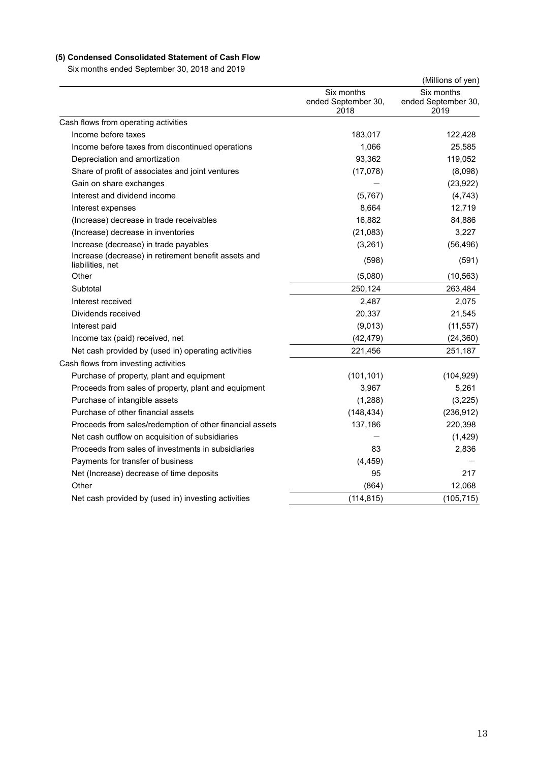### (5) Condensed Consolidated Statement of Cash Flow

Six months ended September 30, 2018 and 2019

(Millions of yen)

| | Six months ended September 30, 2018 | Six months ended September 30, 2019 |
|---|---|---|
| Cash flows from operating activities | | |
| Income before taxes | 183,017 | 122,428 |
| Income before taxes from discontinued operations | 1,066 | 25,585 |
| Depreciation and amortization | 93,362 | 119,052 |
| Share of profit of associates and joint ventures | (17,078) | (8,098) |
| Gain on share exchanges | — | (23,922) |
| Interest and dividend income | (5,767) | (4,743) |
| Interest expenses | 8,664 | 12,719 |
| (Increase) decrease in trade receivables | 16,882 | 84,886 |
| (Increase) decrease in inventories | (21,083) | 3,227 |
| Increase (decrease) in trade payables | (3,261) | (56,496) |
| Increase (decrease) in retirement benefit assets and liabilities, net | (598) | (591) |
| Other | (5,080) | (10,563) |
| Subtotal | 250,124 | 263,484 |
| Interest received | 2,487 | 2,075 |
| Dividends received | 20,337 | 21,545 |
| Interest paid | (9,013) | (11,557) |
| Income tax (paid) received, net | (42,479) | (24,360) |
| Net cash provided by (used in) operating activities | 221,456 | 251,187 |
| Cash flows from investing activities | | |
| Purchase of property, plant and equipment | (101,101) | (104,929) |
| Proceeds from sales of property, plant and equipment | 3,967 | 5,261 |
| Purchase of intangible assets | (1,288) | (3,225) |
| Purchase of other financial assets | (148,434) | (236,912) |
| Proceeds from sales/redemption of other financial assets | 137,186 | 220,398 |
| Net cash outflow on acquisition of subsidiaries | — | (1,429) |
| Proceeds from sales of investments in subsidiaries | 83 | 2,836 |
| Payments for transfer of business | (4,459) | — |
| Net (Increase) decrease of time deposits | 95 | 217 |
| Other | (864) | 12,068 |
| Net cash provided by (used in) investing activities | (114,815) | (105,715) |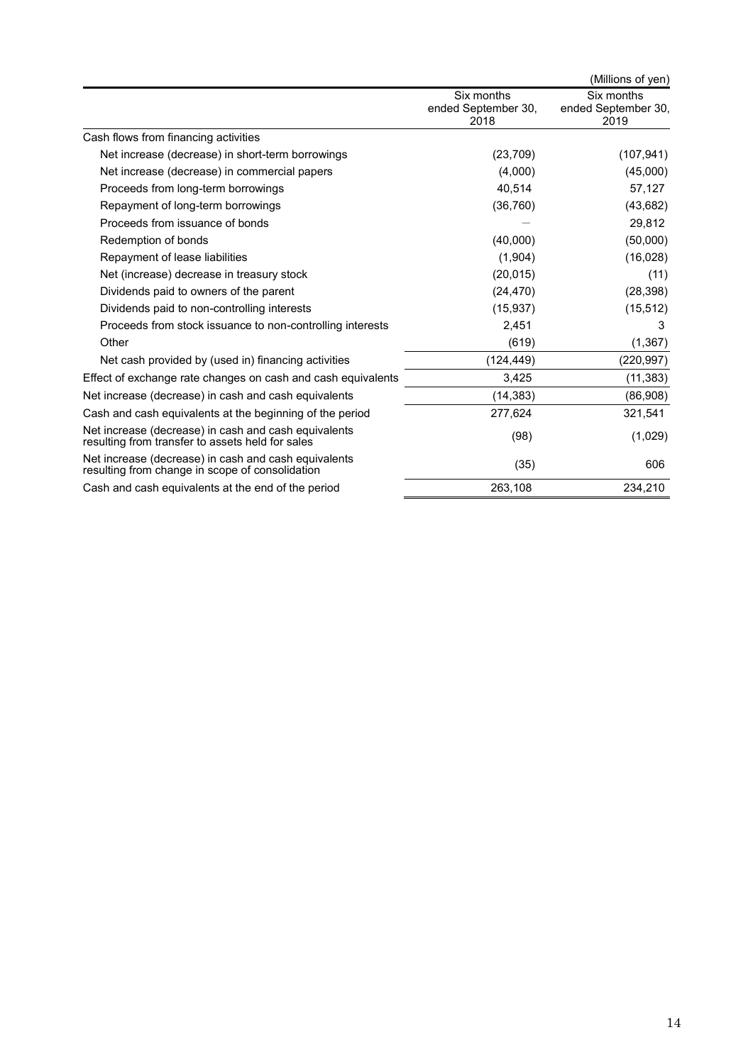(Millions of yen)

| | Six months ended September 30, 2018 | Six months ended September 30, 2019 |
|---|---|---|
| Cash flows from financing activities | | |
| Net increase (decrease) in short-term borrowings | (23,709) | (107,941) |
| Net increase (decrease) in commercial papers | (4,000) | (45,000) |
| Proceeds from long-term borrowings | 40,514 | 57,127 |
| Repayment of long-term borrowings | (36,760) | (43,682) |
| Proceeds from issuance of bonds | — | 29,812 |
| Redemption of bonds | (40,000) | (50,000) |
| Repayment of lease liabilities | (1,904) | (16,028) |
| Net (increase) decrease in treasury stock | (20,015) | (11) |
| Dividends paid to owners of the parent | (24,470) | (28,398) |
| Dividends paid to non-controlling interests | (15,937) | (15,512) |
| Proceeds from stock issuance to non-controlling interests | 2,451 | 3 |
| Other | (619) | (1,367) |
| Net cash provided by (used in) financing activities | (124,449) | (220,997) |
| Effect of exchange rate changes on cash and cash equivalents | 3,425 | (11,383) |
| Net increase (decrease) in cash and cash equivalents | (14,383) | (86,908) |
| Cash and cash equivalents at the beginning of the period | 277,624 | 321,541 |
| Net increase (decrease) in cash and cash equivalents resulting from transfer to assets held for sales | (98) | (1,029) |
| Net increase (decrease) in cash and cash equivalents resulting from change in scope of consolidation | (35) | 606 |
| Cash and cash equivalents at the end of the period | 263,108 | 234,210 |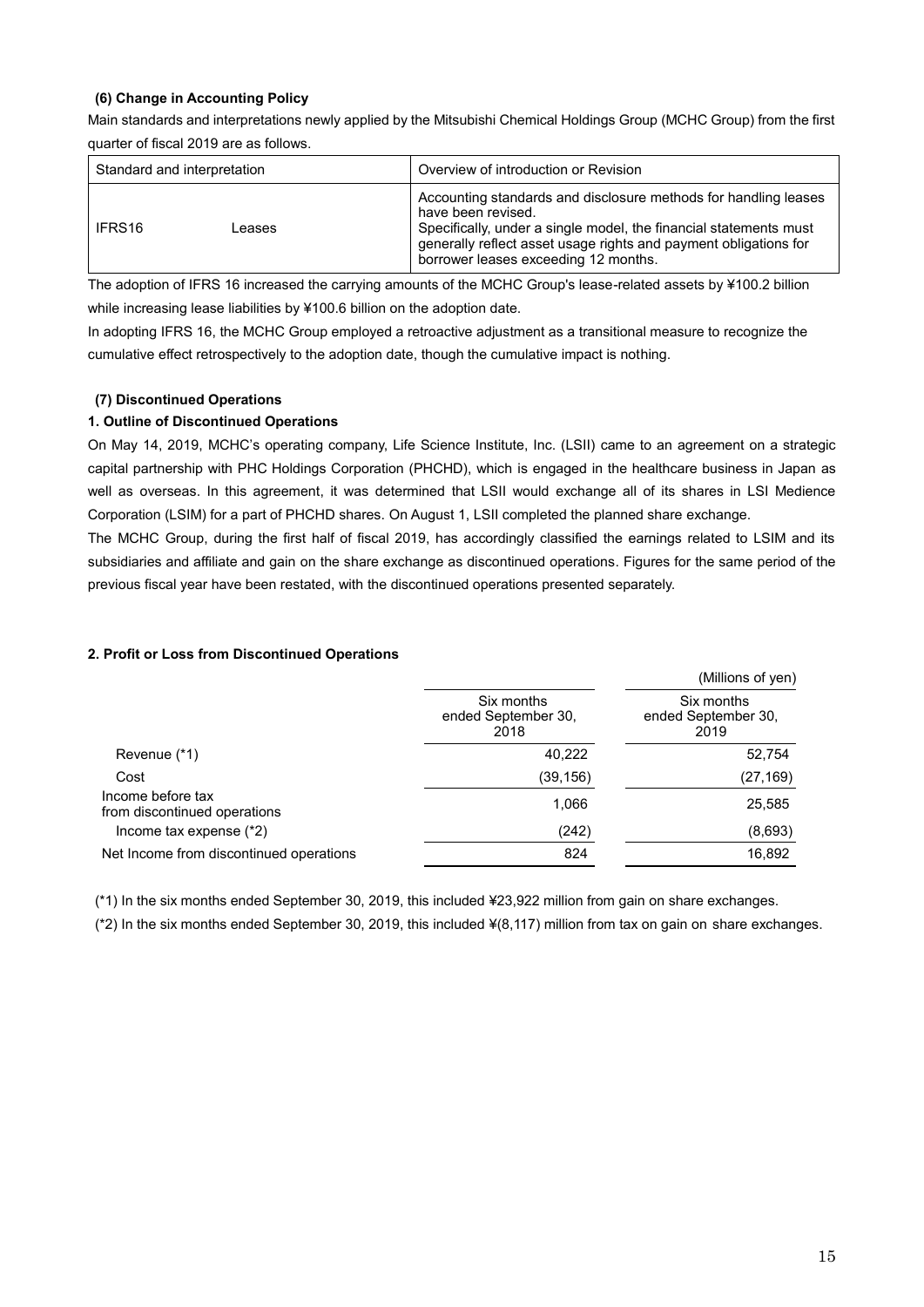### (6) Change in Accounting Policy

Main standards and interpretations newly applied by the Mitsubishi Chemical Holdings Group (MCHC Group) from the first quarter of fiscal 2019 are as follows.

| Standard and interpretation | | Overview of introduction or Revision |
|---|---|---|
| IFRS16 | Leases | Accounting standards and disclosure methods for handling leases have been revised. Specifically, under a single model, the financial statements must generally reflect asset usage rights and payment obligations for borrower leases exceeding 12 months. |

The adoption of IFRS 16 increased the carrying amounts of the MCHC Group's lease-related assets by ¥100.2 billion while increasing lease liabilities by ¥100.6 billion on the adoption date.

In adopting IFRS 16, the MCHC Group employed a retroactive adjustment as a transitional measure to recognize the cumulative effect retrospectively to the adoption date, though the cumulative impact is nothing.

### (7) Discontinued Operations

#### 1. Outline of Discontinued Operations

On May 14, 2019, MCHC's operating company, Life Science Institute, Inc. (LSII) came to an agreement on a strategic capital partnership with PHC Holdings Corporation (PHCHD), which is engaged in the healthcare business in Japan as well as overseas. In this agreement, it was determined that LSII would exchange all of its shares in LSI Medience Corporation (LSIM) for a part of PHCHD shares. On August 1, LSII completed the planned share exchange.

The MCHC Group, during the first half of fiscal 2019, has accordingly classified the earnings related to LSIM and its subsidiaries and affiliate and gain on the share exchange as discontinued operations. Figures for the same period of the previous fiscal year have been restated, with the discontinued operations presented separately.

#### 2. Profit or Loss from Discontinued Operations

(Millions of yen)

| | Six months ended September 30, 2018 | Six months ended September 30, 2019 |
|---|---|---|
| Revenue (*1) | 40,222 | 52,754 |
| Cost | (39,156) | (27,169) |
| Income before tax from discontinued operations | 1,066 | 25,585 |
| Income tax expense (*2) | (242) | (8,693) |
| Net Income from discontinued operations | 824 | 16,892 |

(*1) In the six months ended September 30, 2019, this included ¥23,922 million from gain on share exchanges.

(*2) In the six months ended September 30, 2019, this included ¥(8,117) million from tax on gain on share exchanges.